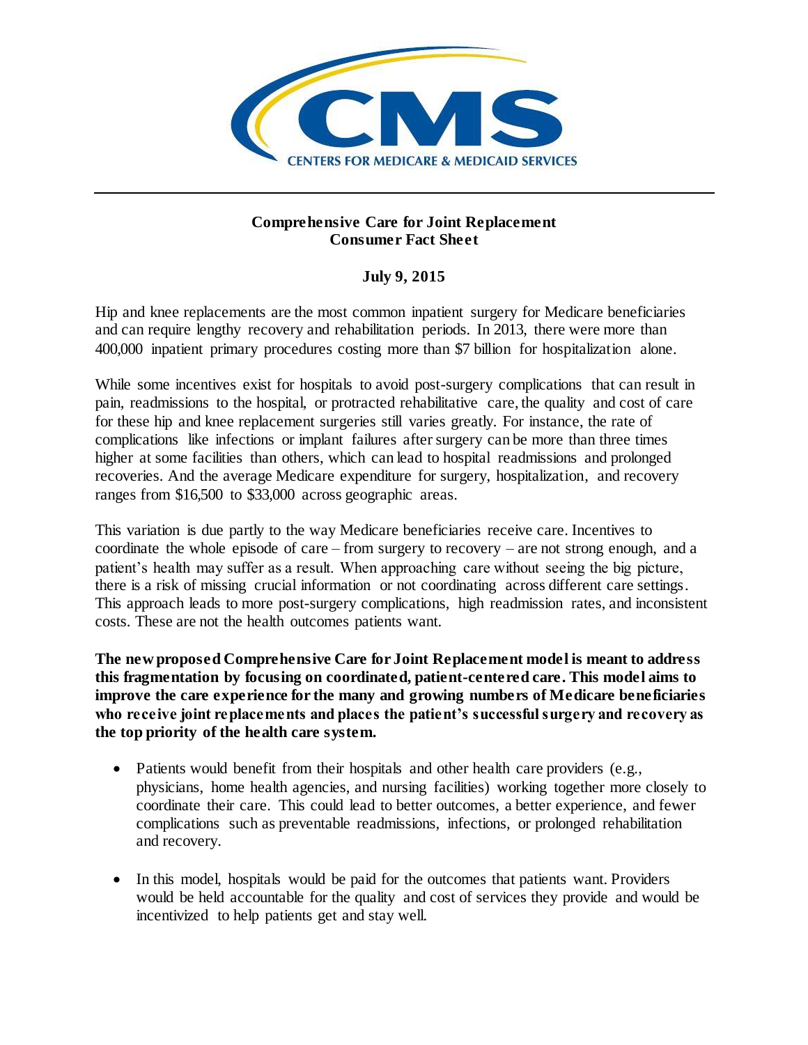# Comprehensive Care for Joint Replacement
## Consumer Fact Sheet

**July 9, 2015**

Hip and knee replacements are the most common inpatient surgery for Medicare beneficiaries and can require lengthy recovery and rehabilitation periods. In 2013, there were more than 400,000 inpatient primary procedures costing more than $7 billion for hospitalization alone.

While some incentives exist for hospitals to avoid post-surgery complications that can result in pain, readmissions to the hospital, or protracted rehabilitative care, the quality and cost of care for these hip and knee replacement surgeries still varies greatly. For instance, the rate of complications like infections or implant failures after surgery can be more than three times higher at some facilities than others, which can lead to hospital readmissions and prolonged recoveries. And the average Medicare expenditure for surgery, hospitalization, and recovery ranges from $16,500 to $33,000 across geographic areas.

This variation is due partly to the way Medicare beneficiaries receive care. Incentives to coordinate the whole episode of care – from surgery to recovery – are not strong enough, and a patient's health may suffer as a result. When approaching care without seeing the big picture, there is a risk of missing crucial information or not coordinating across different care settings. This approach leads to more post-surgery complications, high readmission rates, and inconsistent costs. These are not the health outcomes patients want.

**The new proposed Comprehensive Care for Joint Replacement model is meant to address this fragmentation by focusing on coordinated, patient-centered care. This model aims to improve the care experience for the many and growing numbers of Medicare beneficiaries who receive joint replacements and places the patient's successful surgery and recovery as the top priority of the health care system.**

- Patients would benefit from their hospitals and other health care providers (e.g., physicians, home health agencies, and nursing facilities) working together more closely to coordinate their care. This could lead to better outcomes, a better experience, and fewer complications such as preventable readmissions, infections, or prolonged rehabilitation and recovery.
- In this model, hospitals would be paid for the outcomes that patients want. Providers would be held accountable for the quality and cost of services they provide and would be incentivized to help patients get and stay well.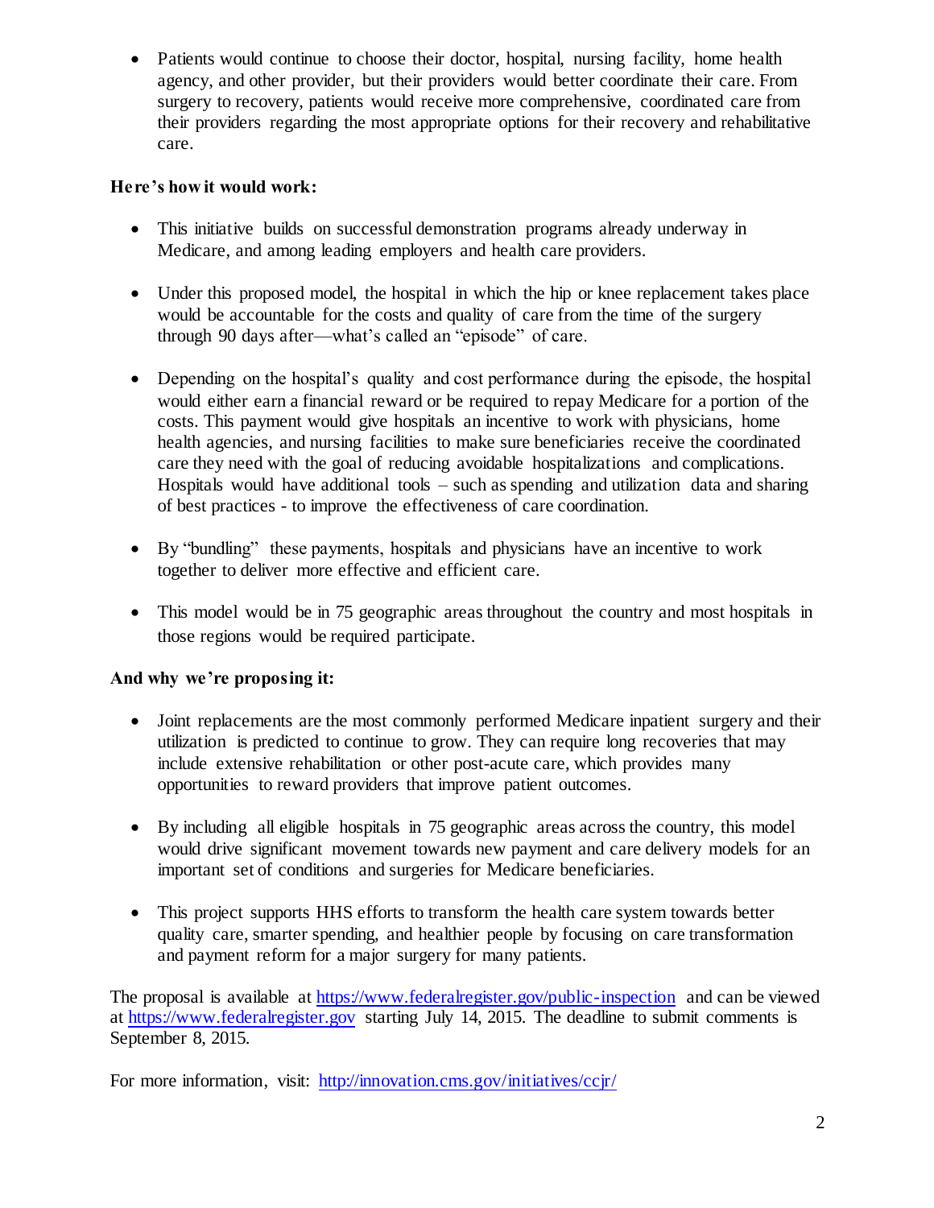- Patients would continue to choose their doctor, hospital, nursing facility, home health agency, and other provider, but their providers would better coordinate their care. From surgery to recovery, patients would receive more comprehensive, coordinated care from their providers regarding the most appropriate options for their recovery and rehabilitative care.

**Here's how it would work:**

- This initiative builds on successful demonstration programs already underway in Medicare, and among leading employers and health care providers.

- Under this proposed model, the hospital in which the hip or knee replacement takes place would be accountable for the costs and quality of care from the time of the surgery through 90 days after—what's called an "episode" of care.

- Depending on the hospital's quality and cost performance during the episode, the hospital would either earn a financial reward or be required to repay Medicare for a portion of the costs. This payment would give hospitals an incentive to work with physicians, home health agencies, and nursing facilities to make sure beneficiaries receive the coordinated care they need with the goal of reducing avoidable hospitalizations and complications. Hospitals would have additional tools – such as spending and utilization data and sharing of best practices - to improve the effectiveness of care coordination.

- By "bundling" these payments, hospitals and physicians have an incentive to work together to deliver more effective and efficient care.

- This model would be in 75 geographic areas throughout the country and most hospitals in those regions would be required participate.

**And why we're proposing it:**

- Joint replacements are the most commonly performed Medicare inpatient surgery and their utilization is predicted to continue to grow. They can require long recoveries that may include extensive rehabilitation or other post-acute care, which provides many opportunities to reward providers that improve patient outcomes.

- By including all eligible hospitals in 75 geographic areas across the country, this model would drive significant movement towards new payment and care delivery models for an important set of conditions and surgeries for Medicare beneficiaries.

- This project supports HHS efforts to transform the health care system towards better quality care, smarter spending, and healthier people by focusing on care transformation and payment reform for a major surgery for many patients.

The proposal is available at https://www.federalregister.gov/public-inspection and can be viewed at https://www.federalregister.gov starting July 14, 2015. The deadline to submit comments is September 8, 2015.

For more information, visit: http://innovation.cms.gov/initiatives/ccjr/